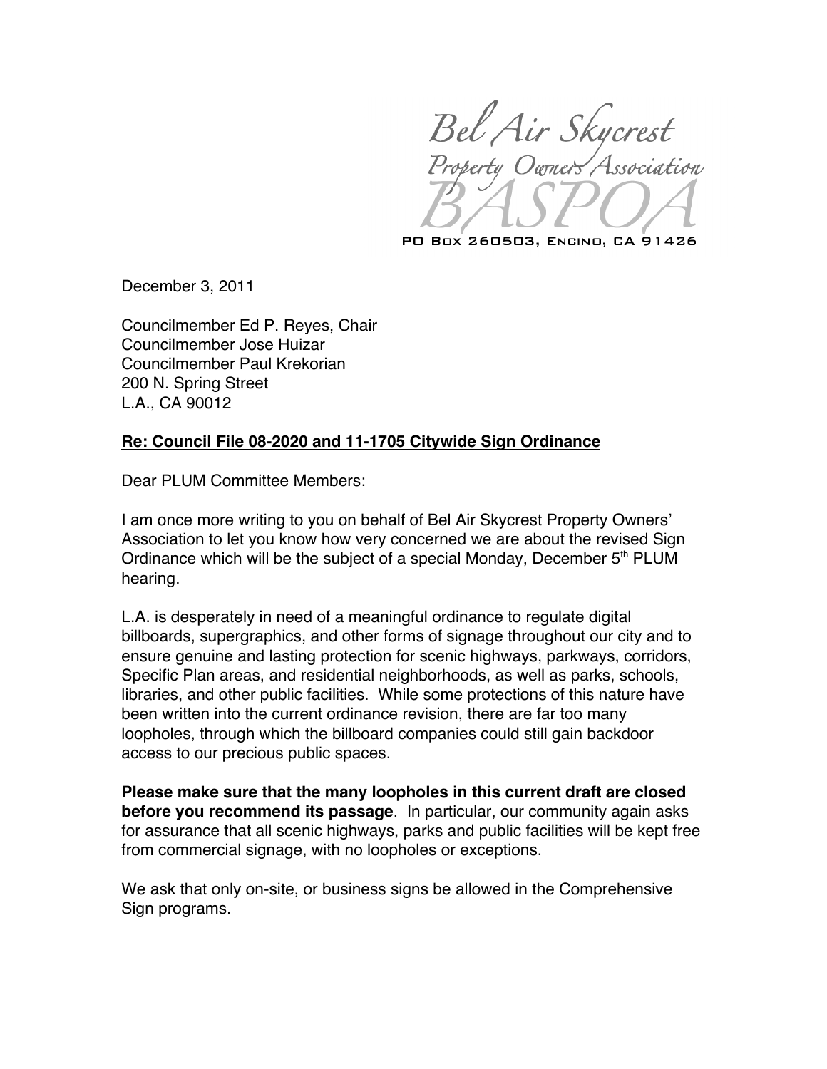Bel Air Skycrest
Property Owners Association
BASPOA

PO Box 260503, Encino, CA 91426

December 3, 2011

Councilmember Ed P. Reyes, Chair
Councilmember Jose Huizar
Councilmember Paul Krekorian
200 N. Spring Street
L.A., CA 90012

**Re: Council File 08-2020 and 11-1705 Citywide Sign Ordinance**

Dear PLUM Committee Members:

I am once more writing to you on behalf of Bel Air Skycrest Property Owners' Association to let you know how very concerned we are about the revised Sign Ordinance which will be the subject of a special Monday, December 5th PLUM hearing.

L.A. is desperately in need of a meaningful ordinance to regulate digital billboards, supergraphics, and other forms of signage throughout our city and to ensure genuine and lasting protection for scenic highways, parkways, corridors, Specific Plan areas, and residential neighborhoods, as well as parks, schools, libraries, and other public facilities. While some protections of this nature have been written into the current ordinance revision, there are far too many loopholes, through which the billboard companies could still gain backdoor access to our precious public spaces.

**Please make sure that the many loopholes in this current draft are closed before you recommend its passage**. In particular, our community again asks for assurance that all scenic highways, parks and public facilities will be kept free from commercial signage, with no loopholes or exceptions.

We ask that only on-site, or business signs be allowed in the Comprehensive Sign programs.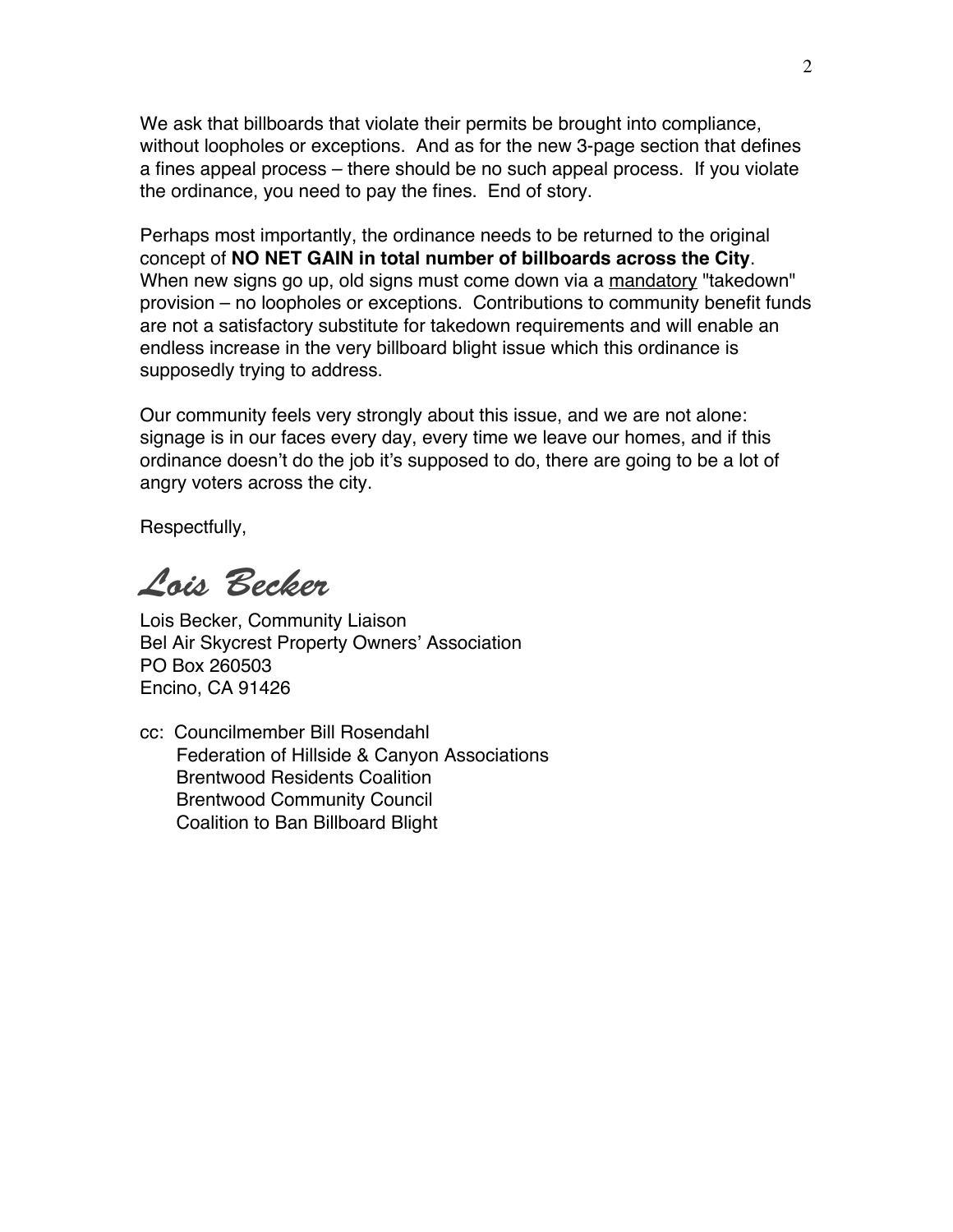We ask that billboards that violate their permits be brought into compliance, without loopholes or exceptions. And as for the new 3-page section that defines a fines appeal process – there should be no such appeal process. If you violate the ordinance, you need to pay the fines. End of story.

Perhaps most importantly, the ordinance needs to be returned to the original concept of **NO NET GAIN in total number of billboards across the City**. When new signs go up, old signs must come down via a <u>mandatory</u> "takedown" provision – no loopholes or exceptions. Contributions to community benefit funds are not a satisfactory substitute for takedown requirements and will enable an endless increase in the very billboard blight issue which this ordinance is supposedly trying to address.

Our community feels very strongly about this issue, and we are not alone: signage is in our faces every day, every time we leave our homes, and if this ordinance doesn't do the job it's supposed to do, there are going to be a lot of angry voters across the city.

Respectfully,

*Lois Becker*

Lois Becker, Community Liaison
Bel Air Skycrest Property Owners' Association
PO Box 260503
Encino, CA 91426

cc: Councilmember Bill Rosendahl
Federation of Hillside & Canyon Associations
Brentwood Residents Coalition
Brentwood Community Council
Coalition to Ban Billboard Blight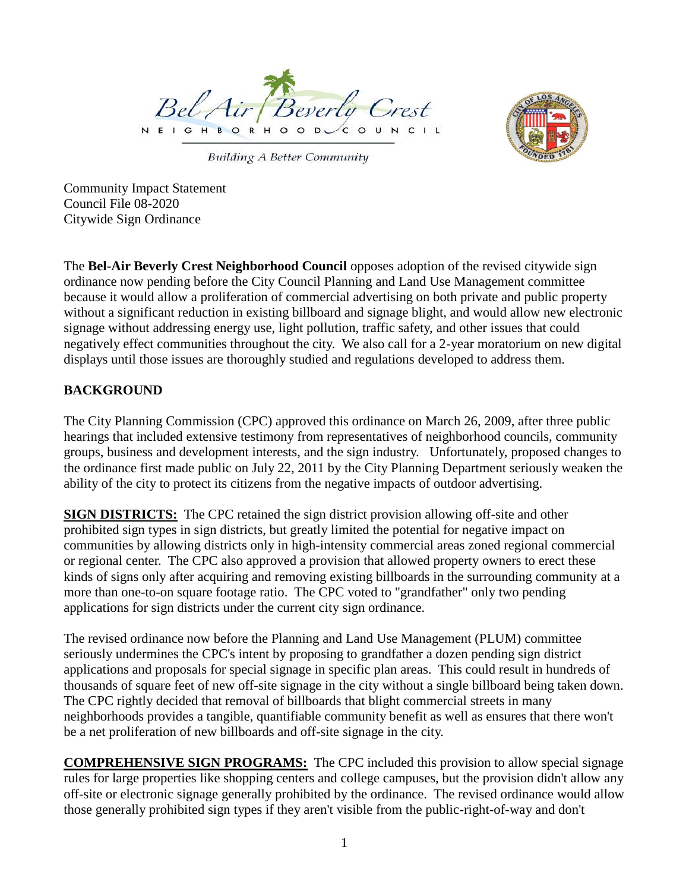Bel Air Beverly Crest
NEIGHBORHOOD COUNCIL
*Building A Better Community*

Community Impact Statement
Council File 08-2020
Citywide Sign Ordinance

The **Bel-Air Beverly Crest Neighborhood Council** opposes adoption of the revised citywide sign ordinance now pending before the City Council Planning and Land Use Management committee because it would allow a proliferation of commercial advertising on both private and public property without a significant reduction in existing billboard and signage blight, and would allow new electronic signage without addressing energy use, light pollution, traffic safety, and other issues that could negatively effect communities throughout the city. We also call for a 2-year moratorium on new digital displays until those issues are thoroughly studied and regulations developed to address them.

## BACKGROUND

The City Planning Commission (CPC) approved this ordinance on March 26, 2009, after three public hearings that included extensive testimony from representatives of neighborhood councils, community groups, business and development interests, and the sign industry. Unfortunately, proposed changes to the ordinance first made public on July 22, 2011 by the City Planning Department seriously weaken the ability of the city to protect its citizens from the negative impacts of outdoor advertising.

**SIGN DISTRICTS:** The CPC retained the sign district provision allowing off-site and other prohibited sign types in sign districts, but greatly limited the potential for negative impact on communities by allowing districts only in high-intensity commercial areas zoned regional commercial or regional center. The CPC also approved a provision that allowed property owners to erect these kinds of signs only after acquiring and removing existing billboards in the surrounding community at a more than one-to-on square footage ratio. The CPC voted to "grandfather" only two pending applications for sign districts under the current city sign ordinance.

The revised ordinance now before the Planning and Land Use Management (PLUM) committee seriously undermines the CPC's intent by proposing to grandfather a dozen pending sign district applications and proposals for special signage in specific plan areas. This could result in hundreds of thousands of square feet of new off-site signage in the city without a single billboard being taken down. The CPC rightly decided that removal of billboards that blight commercial streets in many neighborhoods provides a tangible, quantifiable community benefit as well as ensures that there won't be a net proliferation of new billboards and off-site signage in the city.

**COMPREHENSIVE SIGN PROGRAMS:** The CPC included this provision to allow special signage rules for large properties like shopping centers and college campuses, but the provision didn't allow any off-site or electronic signage generally prohibited by the ordinance. The revised ordinance would allow those generally prohibited sign types if they aren't visible from the public-right-of-way and don't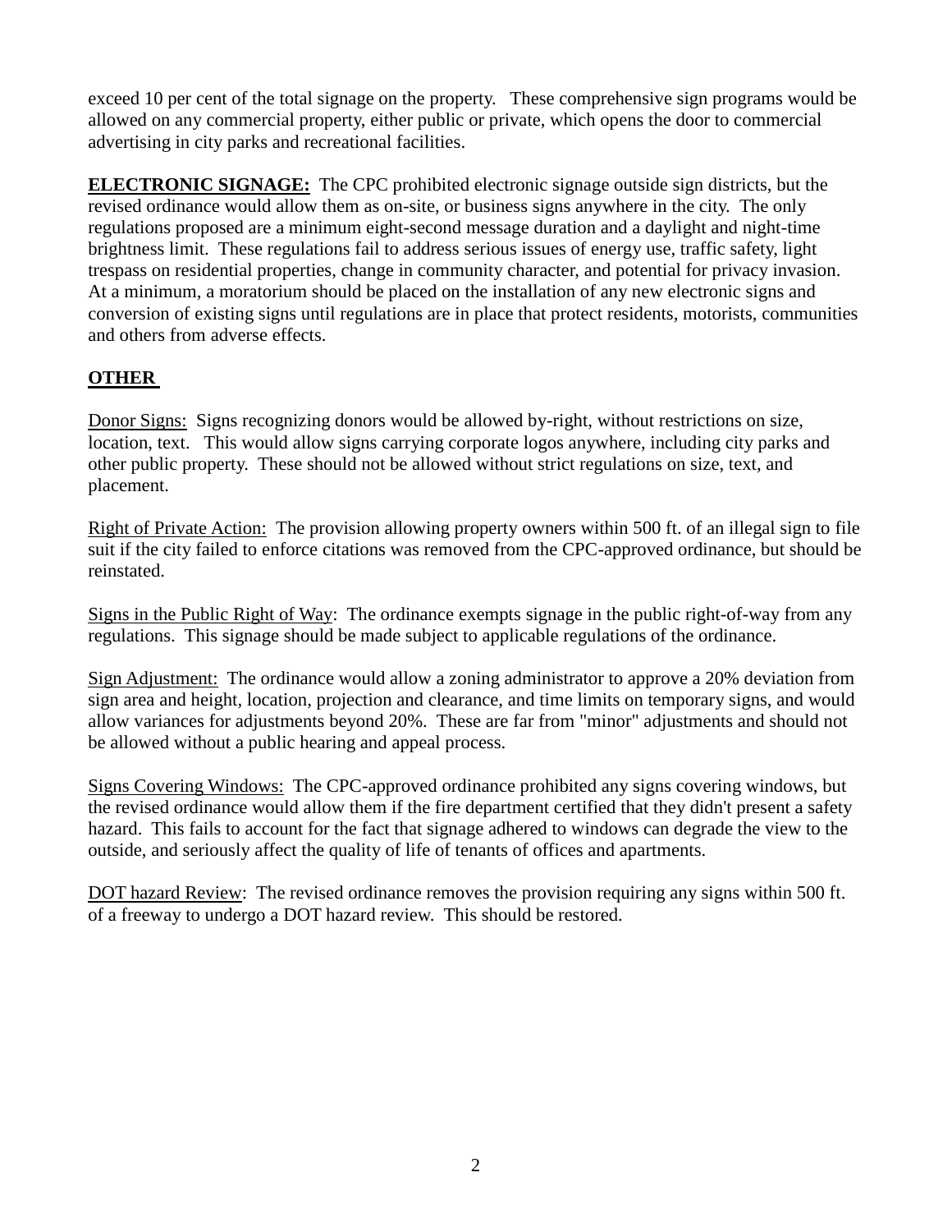exceed 10 per cent of the total signage on the property. These comprehensive sign programs would be allowed on any commercial property, either public or private, which opens the door to commercial advertising in city parks and recreational facilities.

**ELECTRONIC SIGNAGE:** The CPC prohibited electronic signage outside sign districts, but the revised ordinance would allow them as on-site, or business signs anywhere in the city. The only regulations proposed are a minimum eight-second message duration and a daylight and night-time brightness limit. These regulations fail to address serious issues of energy use, traffic safety, light trespass on residential properties, change in community character, and potential for privacy invasion. At a minimum, a moratorium should be placed on the installation of any new electronic signs and conversion of existing signs until regulations are in place that protect residents, motorists, communities and others from adverse effects.

**OTHER**

Donor Signs: Signs recognizing donors would be allowed by-right, without restrictions on size, location, text. This would allow signs carrying corporate logos anywhere, including city parks and other public property. These should not be allowed without strict regulations on size, text, and placement.

Right of Private Action: The provision allowing property owners within 500 ft. of an illegal sign to file suit if the city failed to enforce citations was removed from the CPC-approved ordinance, but should be reinstated.

Signs in the Public Right of Way: The ordinance exempts signage in the public right-of-way from any regulations. This signage should be made subject to applicable regulations of the ordinance.

Sign Adjustment: The ordinance would allow a zoning administrator to approve a 20% deviation from sign area and height, location, projection and clearance, and time limits on temporary signs, and would allow variances for adjustments beyond 20%. These are far from "minor" adjustments and should not be allowed without a public hearing and appeal process.

Signs Covering Windows: The CPC-approved ordinance prohibited any signs covering windows, but the revised ordinance would allow them if the fire department certified that they didn't present a safety hazard. This fails to account for the fact that signage adhered to windows can degrade the view to the outside, and seriously affect the quality of life of tenants of offices and apartments.

DOT hazard Review: The revised ordinance removes the provision requiring any signs within 500 ft. of a freeway to undergo a DOT hazard review. This should be restored.